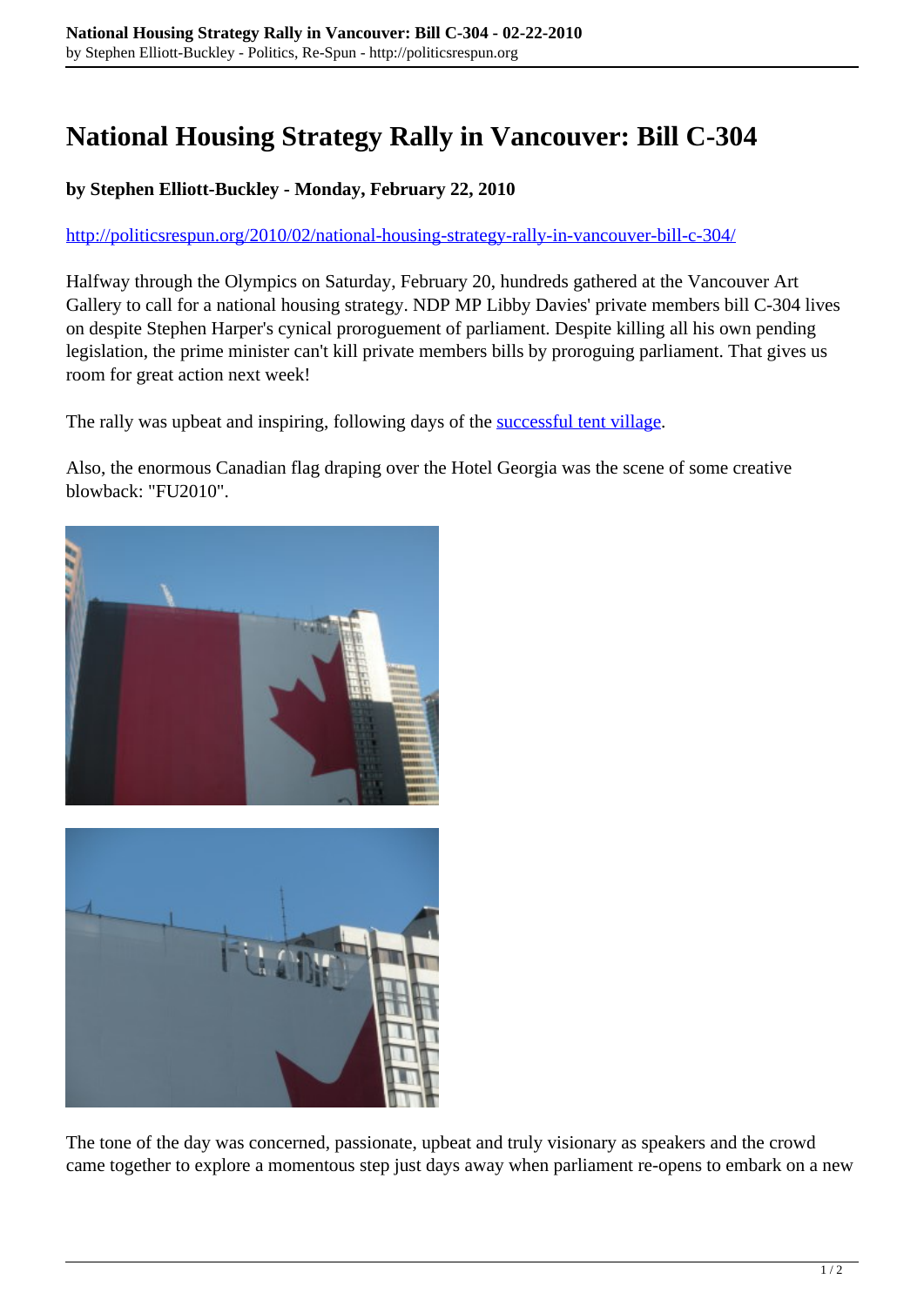# National Housing Strategy Rally in Vancouver: Bill C-304

**by Stephen Elliott-Buckley - Monday, February 22, 2010**

http://politicsrespun.org/2010/02/national-housing-strategy-rally-in-vancouver-bill-c-304/

Halfway through the Olympics on Saturday, February 20, hundreds gathered at the Vancouver Art Gallery to call for a national housing strategy. NDP MP Libby Davies' private members bill C-304 lives on despite Stephen Harper's cynical proroguement of parliament. Despite killing all his own pending legislation, the prime minister can't kill private members bills by proroguing parliament. That gives us room for great action next week!

The rally was upbeat and inspiring, following days of the successful tent village.

Also, the enormous Canadian flag draping over the Hotel Georgia was the scene of some creative blowback: "FU2010".

The tone of the day was concerned, passionate, upbeat and truly visionary as speakers and the crowd came together to explore a momentous step just days away when parliament re-opens to embark on a new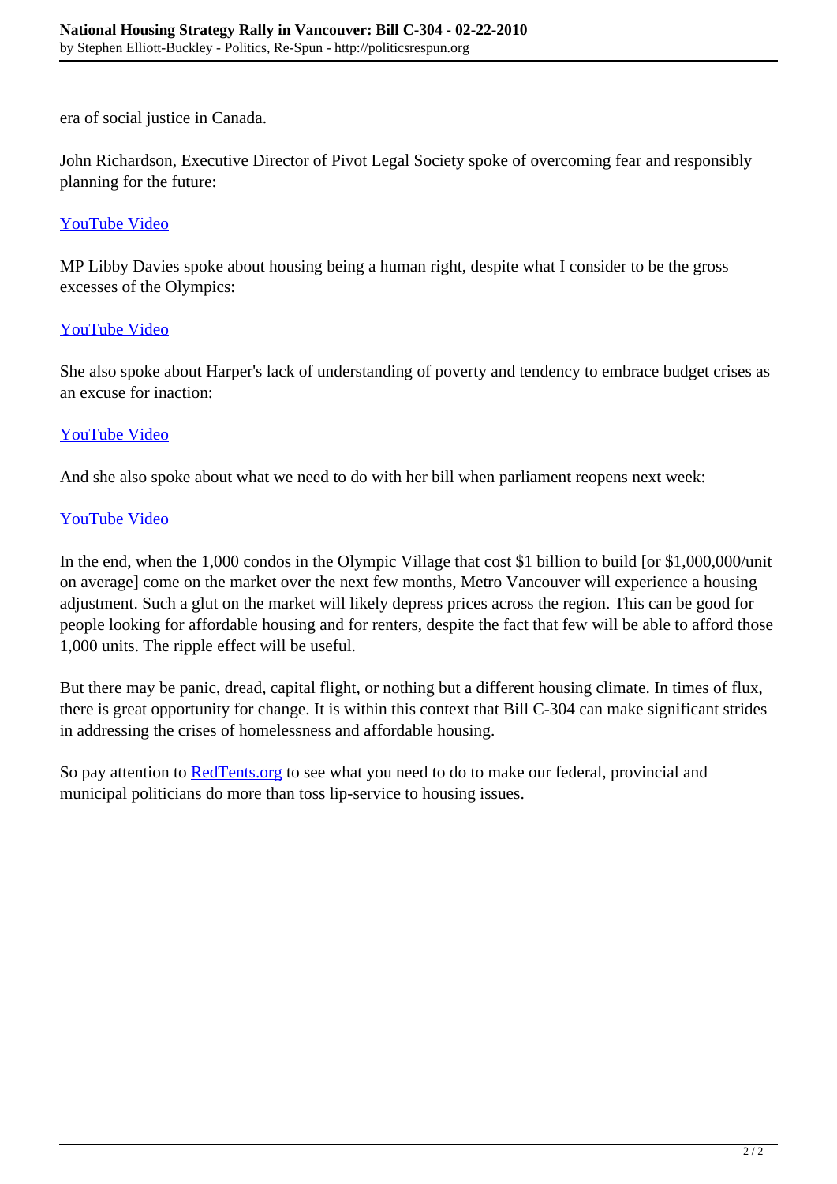era of social justice in Canada.

John Richardson, Executive Director of Pivot Legal Society spoke of overcoming fear and responsibly planning for the future:

YouTube Video

MP Libby Davies spoke about housing being a human right, despite what I consider to be the gross excesses of the Olympics:

YouTube Video

She also spoke about Harper's lack of understanding of poverty and tendency to embrace budget crises as an excuse for inaction:

YouTube Video

And she also spoke about what we need to do with her bill when parliament reopens next week:

YouTube Video

In the end, when the 1,000 condos in the Olympic Village that cost $1 billion to build [or $1,000,000/unit on average] come on the market over the next few months, Metro Vancouver will experience a housing adjustment. Such a glut on the market will likely depress prices across the region. This can be good for people looking for affordable housing and for renters, despite the fact that few will be able to afford those 1,000 units. The ripple effect will be useful.

But there may be panic, dread, capital flight, or nothing but a different housing climate. In times of flux, there is great opportunity for change. It is within this context that Bill C-304 can make significant strides in addressing the crises of homelessness and affordable housing.

So pay attention to RedTents.org to see what you need to do to make our federal, provincial and municipal politicians do more than toss lip-service to housing issues.